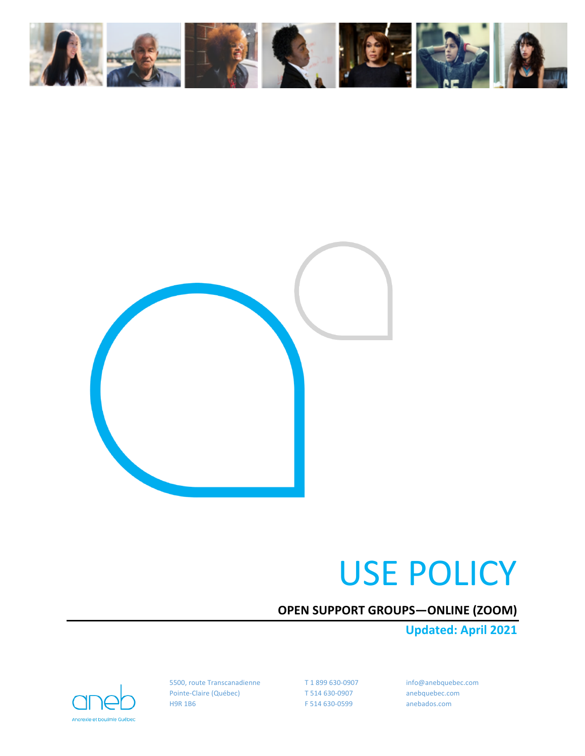# USE POLICY

**OPEN SUPPORT GROUPS—ONLINE (ZOOM)**

**Updated: April 2021**

aneb
Anorexie et boulimie Québec

5500, route Transcanadienne
Pointe-Claire (Québec)
H9R 1B6

T 1 899 630-0907
T 514 630-0907
F 514 630-0599

info@anebquebec.com
anebquebec.com
anebados.com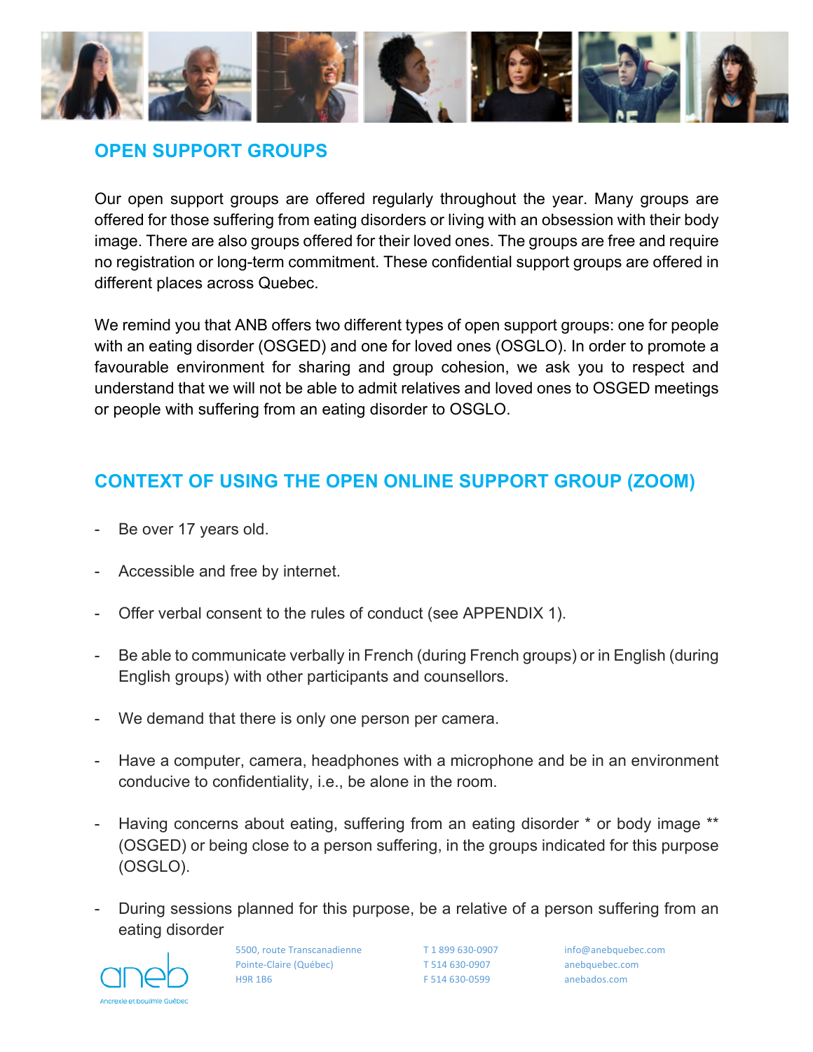## OPEN SUPPORT GROUPS

Our open support groups are offered regularly throughout the year. Many groups are offered for those suffering from eating disorders or living with an obsession with their body image. There are also groups offered for their loved ones. The groups are free and require no registration or long-term commitment. These confidential support groups are offered in different places across Quebec.

We remind you that ANB offers two different types of open support groups: one for people with an eating disorder (OSGED) and one for loved ones (OSGLO). In order to promote a favourable environment for sharing and group cohesion, we ask you to respect and understand that we will not be able to admit relatives and loved ones to OSGED meetings or people with suffering from an eating disorder to OSGLO.

## CONTEXT OF USING THE OPEN ONLINE SUPPORT GROUP (ZOOM)

- Be over 17 years old.
- Accessible and free by internet.
- Offer verbal consent to the rules of conduct (see APPENDIX 1).
- Be able to communicate verbally in French (during French groups) or in English (during English groups) with other participants and counsellors.
- We demand that there is only one person per camera.
- Have a computer, camera, headphones with a microphone and be in an environment conducive to confidentiality, i.e., be alone in the room.
- Having concerns about eating, suffering from an eating disorder * or body image ** (OSGED) or being close to a person suffering, in the groups indicated for this purpose (OSGLO).
- During sessions planned for this purpose, be a relative of a person suffering from an eating disorder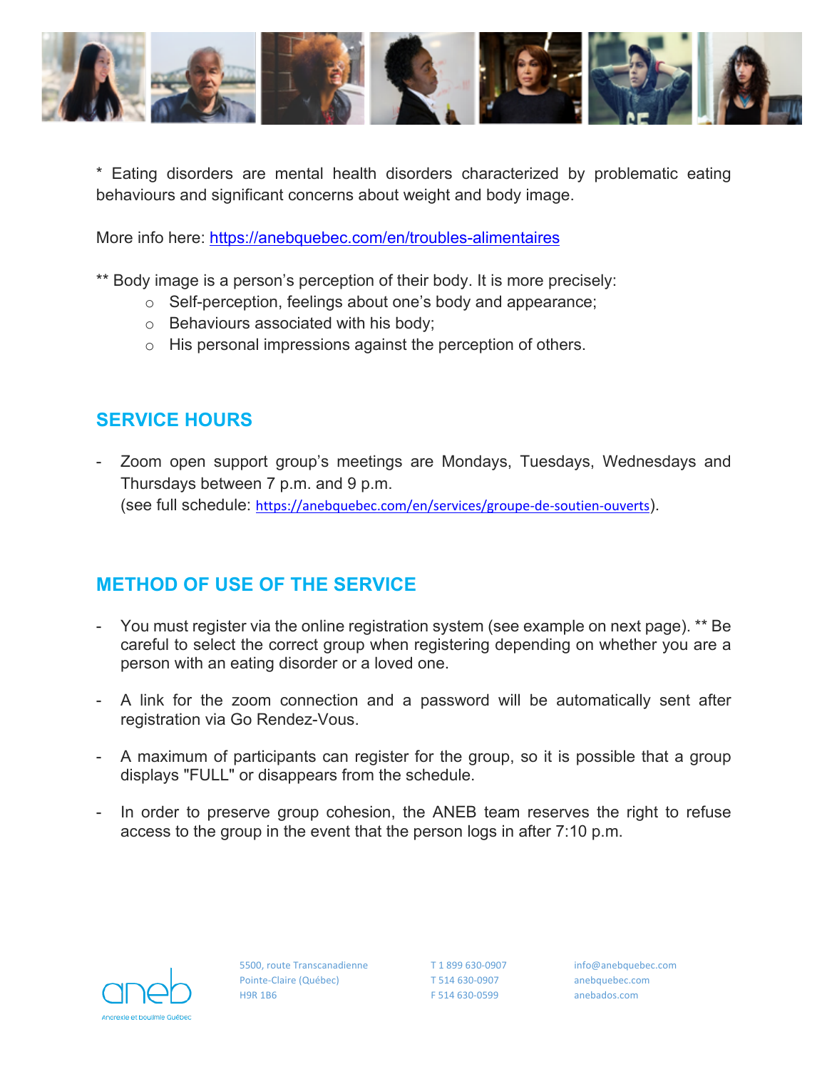* Eating disorders are mental health disorders characterized by problematic eating behaviours and significant concerns about weight and body image.

More info here: https://anebquebec.com/en/troubles-alimentaires

** Body image is a person's perception of their body. It is more precisely:

- Self-perception, feelings about one's body and appearance;
- Behaviours associated with his body;
- His personal impressions against the perception of others.

## SERVICE HOURS

- Zoom open support group's meetings are Mondays, Tuesdays, Wednesdays and Thursdays between 7 p.m. and 9 p.m.
  (see full schedule: https://anebquebec.com/en/services/groupe-de-soutien-ouverts).

## METHOD OF USE OF THE SERVICE

- You must register via the online registration system (see example on next page). ** Be careful to select the correct group when registering depending on whether you are a person with an eating disorder or a loved one.

- A link for the zoom connection and a password will be automatically sent after registration via Go Rendez-Vous.

- A maximum of participants can register for the group, so it is possible that a group displays "FULL" or disappears from the schedule.

- In order to preserve group cohesion, the ANEB team reserves the right to refuse access to the group in the event that the person logs in after 7:10 p.m.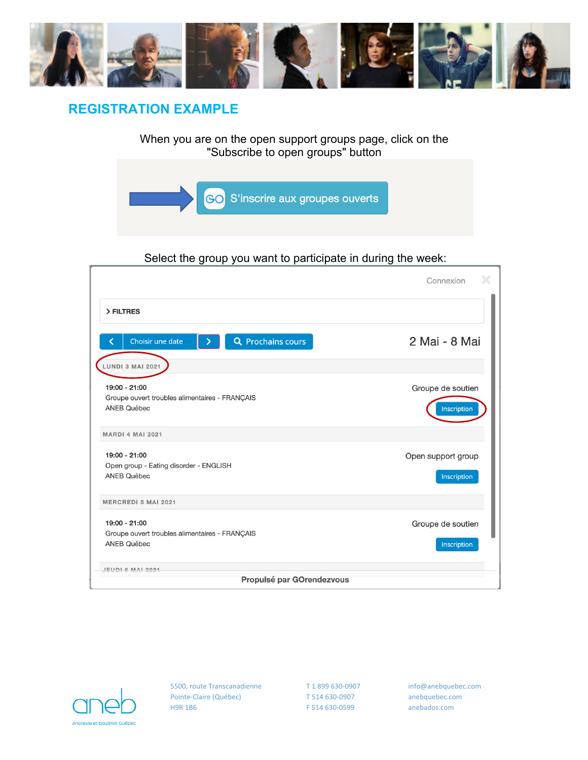## REGISTRATION EXAMPLE

When you are on the open support groups page, click on the "Subscribe to open groups" button

S'inscrire aux groupes ouverts

Select the group you want to participate in during the week:

Connexion

> FILTRES

Choisir une date | Prochains cours | 2 Mai - 8 Mai

LUNDI 3 MAI 2021

19:00 - 21:00
Groupe ouvert troubles alimentaires - FRANÇAIS
ANEB Québec
Groupe de soutien
Inscription

MARDI 4 MAI 2021

19:00 - 21:00
Open group - Eating disorder - ENGLISH
ANEB Québec
Open support group
Inscription

MERCREDI 5 MAI 2021

19:00 - 21:00
Groupe ouvert troubles alimentaires - FRANÇAIS
ANEB Québec
Groupe de soutien
Inscription

JEUDI 6 MAI 2021

Propulsé par GOrendezvous

aneb
Anorexie et boulimie Québec

5500, route Transcanadienne
Pointe-Claire (Québec)
H9R 1B6

T 1 899 630-0907
T 514 630-0907
F 514 630-0599

info@anebquebec.com
anebquebec.com
anebados.com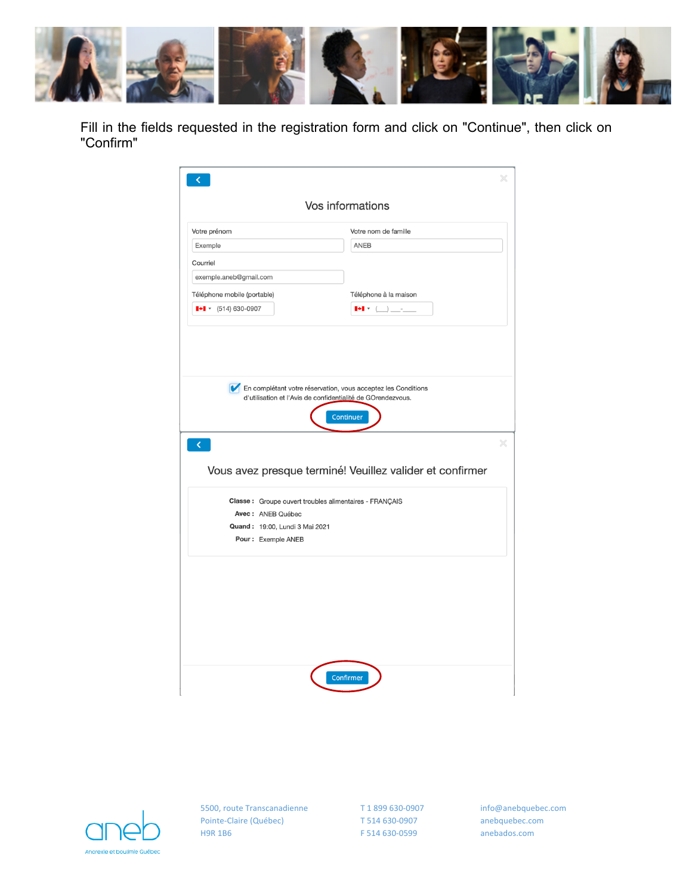Fill in the fields requested in the registration form and click on "Continue", then click on "Confirm"

Vos informations

Votre prénom: Exemple

Votre nom de famille: ANEB

Courriel: exemple.aneb@gmail.com

Téléphone mobile (portable): (514) 630-0907

Téléphone à la maison: (___) ___-____

En complétant votre réservation, vous acceptez les Conditions d'utilisation et l'Avis de confidentialité de GOrendezvous.

Continuer

Vous avez presque terminé! Veuillez valider et confirmer

**Classe :** Groupe ouvert troubles alimentaires - FRANÇAIS

**Avec :** ANEB Québec

**Quand :** 19:00, Lundi 3 Mai 2021

**Pour :** Exemple ANEB

Confirmer

aneb

Anorexie et boulimie Québec

5500, route Transcanadienne
Pointe-Claire (Québec)
H9R 1B6

T 1 899 630-0907
T 514 630-0907
F 514 630-0599

info@anebquebec.com
anebquebec.com
anebados.com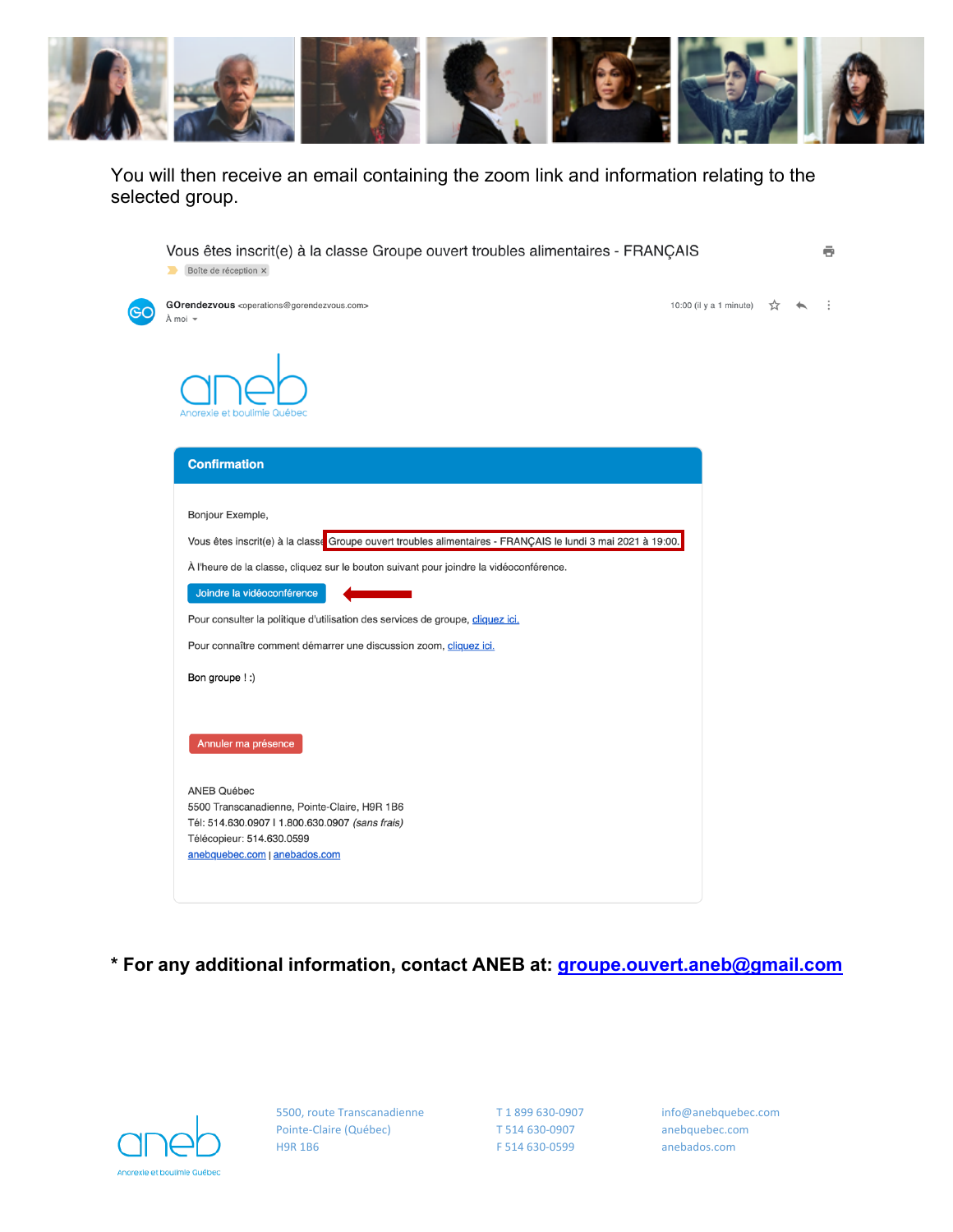You will then receive an email containing the zoom link and information relating to the selected group.

Vous êtes inscrit(e) à la classe Groupe ouvert troubles alimentaires - FRANÇAIS

Boîte de réception ×

GOrendezvous <operations@gorendezvous.com>
À moi

10:00 (il y a 1 minute)

aneb
Anorexie et boulimie Québec

**Confirmation**

Bonjour Exemple,

Vous êtes inscrit(e) à la classe Groupe ouvert troubles alimentaires - FRANÇAIS le lundi 3 mai 2021 à 19:00.

À l'heure de la classe, cliquez sur le bouton suivant pour joindre la vidéoconférence.

Joindre la vidéoconférence

Pour consulter la politique d'utilisation des services de groupe, cliquez ici.

Pour connaître comment démarrer une discussion zoom, cliquez ici.

Bon groupe ! :)

Annuler ma présence

ANEB Québec
5500 Transcanadienne, Pointe-Claire, H9R 1B6
Tél: 514.630.0907 I 1.800.630.0907 *(sans frais)*
Télécopieur: 514.630.0599
anebquebec.com | anebados.com

**\* For any additional information, contact ANEB at: groupe.ouvert.aneb@gmail.com**

aneb
Anorexie et boulimie Québec

5500, route Transcanadienne
Pointe-Claire (Québec)
H9R 1B6

T 1 899 630-0907
T 514 630-0907
F 514 630-0599

info@anebquebec.com
anebquebec.com
anebados.com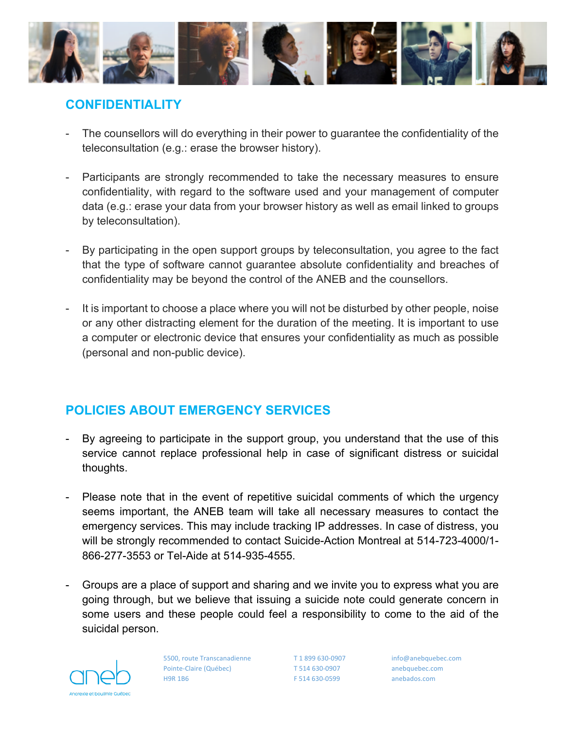## CONFIDENTIALITY

- The counsellors will do everything in their power to guarantee the confidentiality of the teleconsultation (e.g.: erase the browser history).

- Participants are strongly recommended to take the necessary measures to ensure confidentiality, with regard to the software used and your management of computer data (e.g.: erase your data from your browser history as well as email linked to groups by teleconsultation).

- By participating in the open support groups by teleconsultation, you agree to the fact that the type of software cannot guarantee absolute confidentiality and breaches of confidentiality may be beyond the control of the ANEB and the counsellors.

- It is important to choose a place where you will not be disturbed by other people, noise or any other distracting element for the duration of the meeting. It is important to use a computer or electronic device that ensures your confidentiality as much as possible (personal and non-public device).

## POLICIES ABOUT EMERGENCY SERVICES

- By agreeing to participate in the support group, you understand that the use of this service cannot replace professional help in case of significant distress or suicidal thoughts.

- Please note that in the event of repetitive suicidal comments of which the urgency seems important, the ANEB team will take all necessary measures to contact the emergency services. This may include tracking IP addresses. In case of distress, you will be strongly recommended to contact Suicide-Action Montreal at 514-723-4000/1-866-277-3553 or Tel-Aide at 514-935-4555.

- Groups are a place of support and sharing and we invite you to express what you are going through, but we believe that issuing a suicide note could generate concern in some users and these people could feel a responsibility to come to the aid of the suicidal person.

aneb
Anorexie et boulimie Québec

5500, route Transcanadienne
Pointe-Claire (Québec)
H9R 1B6

T 1 899 630-0907
T 514 630-0907
F 514 630-0599

info@anebquebec.com
anebquebec.com
anebados.com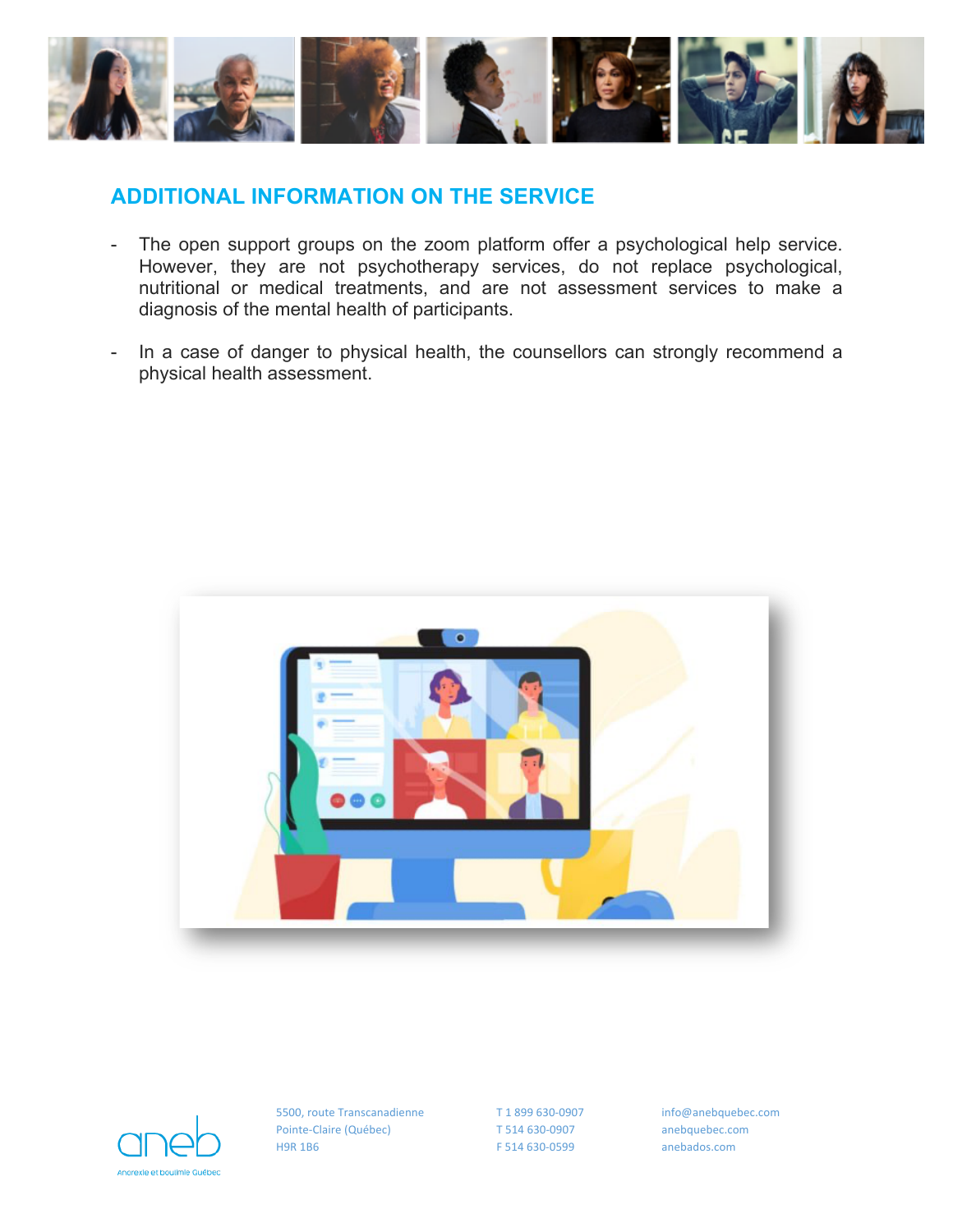## ADDITIONAL INFORMATION ON THE SERVICE

- The open support groups on the zoom platform offer a psychological help service. However, they are not psychotherapy services, do not replace psychological, nutritional or medical treatments, and are not assessment services to make a diagnosis of the mental health of participants.

- In a case of danger to physical health, the counsellors can strongly recommend a physical health assessment.

aneb
Anorexie et boulimie Québec

5500, route Transcanadienne
Pointe-Claire (Québec)
H9R 1B6

T 1 899 630-0907
T 514 630-0907
F 514 630-0599

info@anebquebec.com
anebquebec.com
anebados.com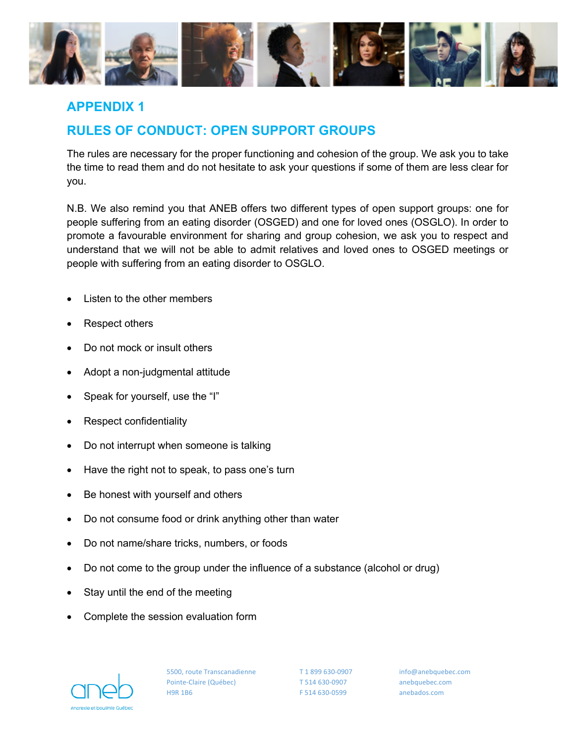## APPENDIX 1

## RULES OF CONDUCT: OPEN SUPPORT GROUPS

The rules are necessary for the proper functioning and cohesion of the group. We ask you to take the time to read them and do not hesitate to ask your questions if some of them are less clear for you.

N.B. We also remind you that ANEB offers two different types of open support groups: one for people suffering from an eating disorder (OSGED) and one for loved ones (OSGLO). In order to promote a favourable environment for sharing and group cohesion, we ask you to respect and understand that we will not be able to admit relatives and loved ones to OSGED meetings or people with suffering from an eating disorder to OSGLO.

- Listen to the other members
- Respect others
- Do not mock or insult others
- Adopt a non-judgmental attitude
- Speak for yourself, use the "I"
- Respect confidentiality
- Do not interrupt when someone is talking
- Have the right not to speak, to pass one's turn
- Be honest with yourself and others
- Do not consume food or drink anything other than water
- Do not name/share tricks, numbers, or foods
- Do not come to the group under the influence of a substance (alcohol or drug)
- Stay until the end of the meeting
- Complete the session evaluation form

aneb
Anorexie et boulimie Québec

5500, route Transcanadienne
Pointe-Claire (Québec)
H9R 1B6

T 1 899 630-0907
T 514 630-0907
F 514 630-0599

info@anebquebec.com
anebquebec.com
anebados.com